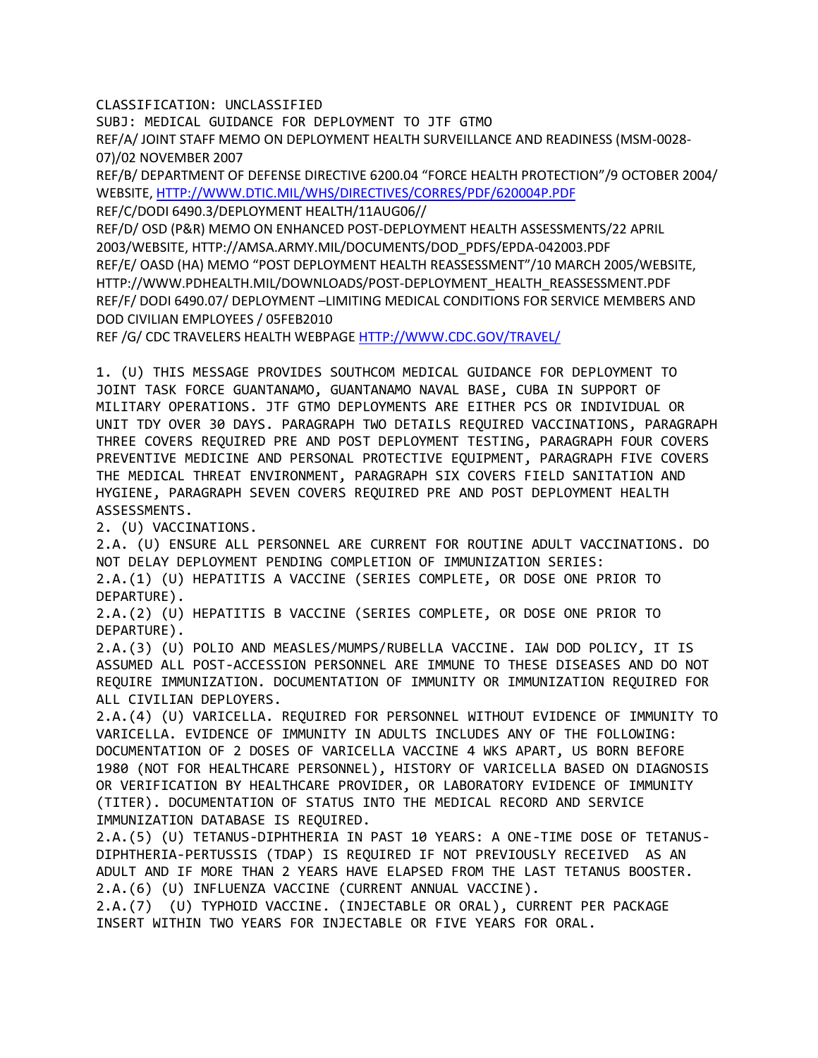CLASSIFICATION: UNCLASSIFIED

SUBJ: MEDICAL GUIDANCE FOR DEPLOYMENT TO JTF GTMO

REF/A/ JOINT STAFF MEMO ON DEPLOYMENT HEALTH SURVEILLANCE AND READINESS (MSM-0028-07)/02 NOVEMBER 2007

REF/B/ DEPARTMENT OF DEFENSE DIRECTIVE 6200.04 "FORCE HEALTH PROTECTION"/9 OCTOBER 2004/ WEBSITE, HTTP://WWW.DTIC.MIL/WHS/DIRECTIVES/CORRES/PDF/620004P.PDF

REF/C/DODI 6490.3/DEPLOYMENT HEALTH/11AUG06//

REF/D/ OSD (P&R) MEMO ON ENHANCED POST-DEPLOYMENT HEALTH ASSESSMENTS/22 APRIL 2003/WEBSITE, HTTP://AMSA.ARMY.MIL/DOCUMENTS/DOD_PDFS/EPDA-042003.PDF

REF/E/ OASD (HA) MEMO "POST DEPLOYMENT HEALTH REASSESSMENT"/10 MARCH 2005/WEBSITE, HTTP://WWW.PDHEALTH.MIL/DOWNLOADS/POST-DEPLOYMENT_HEALTH_REASSESSMENT.PDF

REF/F/ DODI 6490.07/ DEPLOYMENT –LIMITING MEDICAL CONDITIONS FOR SERVICE MEMBERS AND DOD CIVILIAN EMPLOYEES / 05FEB2010

REF /G/ CDC TRAVELERS HEALTH WEBPAGE HTTP://WWW.CDC.GOV/TRAVEL/

1. (U) THIS MESSAGE PROVIDES SOUTHCOM MEDICAL GUIDANCE FOR DEPLOYMENT TO JOINT TASK FORCE GUANTANAMO, GUANTANAMO NAVAL BASE, CUBA IN SUPPORT OF MILITARY OPERATIONS. JTF GTMO DEPLOYMENTS ARE EITHER PCS OR INDIVIDUAL OR UNIT TDY OVER 30 DAYS. PARAGRAPH TWO DETAILS REQUIRED VACCINATIONS, PARAGRAPH THREE COVERS REQUIRED PRE AND POST DEPLOYMENT TESTING, PARAGRAPH FOUR COVERS PREVENTIVE MEDICINE AND PERSONAL PROTECTIVE EQUIPMENT, PARAGRAPH FIVE COVERS THE MEDICAL THREAT ENVIRONMENT, PARAGRAPH SIX COVERS FIELD SANITATION AND HYGIENE, PARAGRAPH SEVEN COVERS REQUIRED PRE AND POST DEPLOYMENT HEALTH ASSESSMENTS.

2. (U) VACCINATIONS.

2.A. (U) ENSURE ALL PERSONNEL ARE CURRENT FOR ROUTINE ADULT VACCINATIONS. DO NOT DELAY DEPLOYMENT PENDING COMPLETION OF IMMUNIZATION SERIES:

2.A.(1) (U) HEPATITIS A VACCINE (SERIES COMPLETE, OR DOSE ONE PRIOR TO DEPARTURE).

2.A.(2) (U) HEPATITIS B VACCINE (SERIES COMPLETE, OR DOSE ONE PRIOR TO DEPARTURE).

2.A.(3) (U) POLIO AND MEASLES/MUMPS/RUBELLA VACCINE. IAW DOD POLICY, IT IS ASSUMED ALL POST-ACCESSION PERSONNEL ARE IMMUNE TO THESE DISEASES AND DO NOT REQUIRE IMMUNIZATION. DOCUMENTATION OF IMMUNITY OR IMMUNIZATION REQUIRED FOR ALL CIVILIAN DEPLOYERS.

2.A.(4) (U) VARICELLA. REQUIRED FOR PERSONNEL WITHOUT EVIDENCE OF IMMUNITY TO VARICELLA. EVIDENCE OF IMMUNITY IN ADULTS INCLUDES ANY OF THE FOLLOWING: DOCUMENTATION OF 2 DOSES OF VARICELLA VACCINE 4 WKS APART, US BORN BEFORE 1980 (NOT FOR HEALTHCARE PERSONNEL), HISTORY OF VARICELLA BASED ON DIAGNOSIS OR VERIFICATION BY HEALTHCARE PROVIDER, OR LABORATORY EVIDENCE OF IMMUNITY (TITER). DOCUMENTATION OF STATUS INTO THE MEDICAL RECORD AND SERVICE IMMUNIZATION DATABASE IS REQUIRED.

2.A.(5) (U) TETANUS-DIPHTHERIA IN PAST 10 YEARS: A ONE-TIME DOSE OF TETANUS-DIPHTHERIA-PERTUSSIS (TDAP) IS REQUIRED IF NOT PREVIOUSLY RECEIVED AS AN ADULT AND IF MORE THAN 2 YEARS HAVE ELAPSED FROM THE LAST TETANUS BOOSTER.

2.A.(6) (U) INFLUENZA VACCINE (CURRENT ANNUAL VACCINE).

2.A.(7) (U) TYPHOID VACCINE. (INJECTABLE OR ORAL), CURRENT PER PACKAGE INSERT WITHIN TWO YEARS FOR INJECTABLE OR FIVE YEARS FOR ORAL.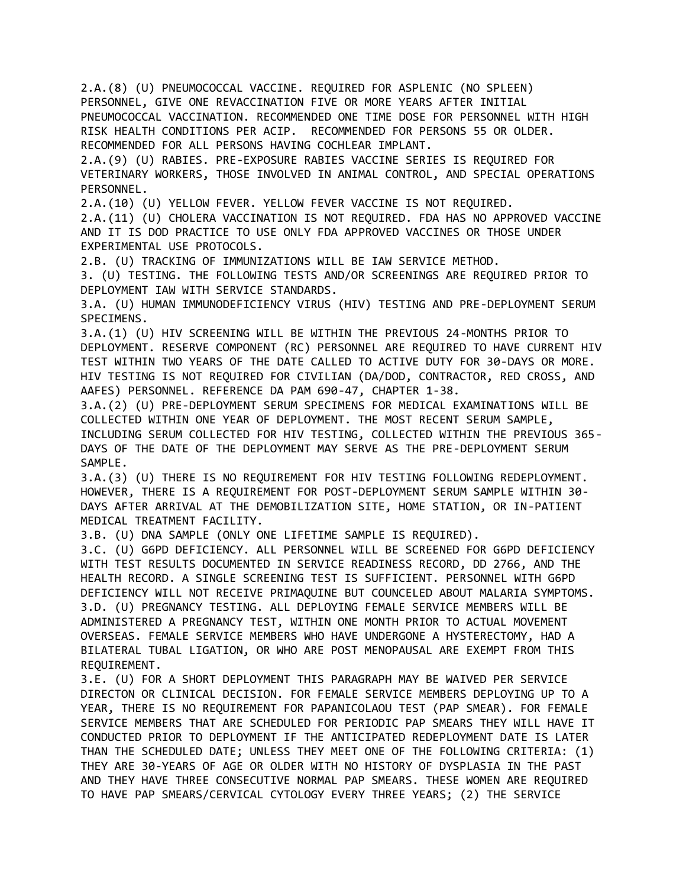2.A.(8) (U) PNEUMOCOCCAL VACCINE. REQUIRED FOR ASPLENIC (NO SPLEEN) PERSONNEL, GIVE ONE REVACCINATION FIVE OR MORE YEARS AFTER INITIAL PNEUMOCOCCAL VACCINATION. RECOMMENDED ONE TIME DOSE FOR PERSONNEL WITH HIGH RISK HEALTH CONDITIONS PER ACIP. RECOMMENDED FOR PERSONS 55 OR OLDER. RECOMMENDED FOR ALL PERSONS HAVING COCHLEAR IMPLANT.

2.A.(9) (U) RABIES. PRE-EXPOSURE RABIES VACCINE SERIES IS REQUIRED FOR VETERINARY WORKERS, THOSE INVOLVED IN ANIMAL CONTROL, AND SPECIAL OPERATIONS PERSONNEL.

2.A.(10) (U) YELLOW FEVER. YELLOW FEVER VACCINE IS NOT REQUIRED.

2.A.(11) (U) CHOLERA VACCINATION IS NOT REQUIRED. FDA HAS NO APPROVED VACCINE AND IT IS DOD PRACTICE TO USE ONLY FDA APPROVED VACCINES OR THOSE UNDER EXPERIMENTAL USE PROTOCOLS.

2.B. (U) TRACKING OF IMMUNIZATIONS WILL BE IAW SERVICE METHOD.

3. (U) TESTING. THE FOLLOWING TESTS AND/OR SCREENINGS ARE REQUIRED PRIOR TO DEPLOYMENT IAW WITH SERVICE STANDARDS.

3.A. (U) HUMAN IMMUNODEFICIENCY VIRUS (HIV) TESTING AND PRE-DEPLOYMENT SERUM SPECIMENS.

3.A.(1) (U) HIV SCREENING WILL BE WITHIN THE PREVIOUS 24-MONTHS PRIOR TO DEPLOYMENT. RESERVE COMPONENT (RC) PERSONNEL ARE REQUIRED TO HAVE CURRENT HIV TEST WITHIN TWO YEARS OF THE DATE CALLED TO ACTIVE DUTY FOR 30-DAYS OR MORE. HIV TESTING IS NOT REQUIRED FOR CIVILIAN (DA/DOD, CONTRACTOR, RED CROSS, AND AAFES) PERSONNEL. REFERENCE DA PAM 690-47, CHAPTER 1-38.

3.A.(2) (U) PRE-DEPLOYMENT SERUM SPECIMENS FOR MEDICAL EXAMINATIONS WILL BE COLLECTED WITHIN ONE YEAR OF DEPLOYMENT. THE MOST RECENT SERUM SAMPLE, INCLUDING SERUM COLLECTED FOR HIV TESTING, COLLECTED WITHIN THE PREVIOUS 365-DAYS OF THE DATE OF THE DEPLOYMENT MAY SERVE AS THE PRE-DEPLOYMENT SERUM SAMPLE.

3.A.(3) (U) THERE IS NO REQUIREMENT FOR HIV TESTING FOLLOWING REDEPLOYMENT. HOWEVER, THERE IS A REQUIREMENT FOR POST-DEPLOYMENT SERUM SAMPLE WITHIN 30-DAYS AFTER ARRIVAL AT THE DEMOBILIZATION SITE, HOME STATION, OR IN-PATIENT MEDICAL TREATMENT FACILITY.

3.B. (U) DNA SAMPLE (ONLY ONE LIFETIME SAMPLE IS REQUIRED).

3.C. (U) G6PD DEFICIENCY. ALL PERSONNEL WILL BE SCREENED FOR G6PD DEFICIENCY WITH TEST RESULTS DOCUMENTED IN SERVICE READINESS RECORD, DD 2766, AND THE HEALTH RECORD. A SINGLE SCREENING TEST IS SUFFICIENT. PERSONNEL WITH G6PD DEFICIENCY WILL NOT RECEIVE PRIMAQUINE BUT COUNCELED ABOUT MALARIA SYMPTOMS.

3.D. (U) PREGNANCY TESTING. ALL DEPLOYING FEMALE SERVICE MEMBERS WILL BE ADMINISTERED A PREGNANCY TEST, WITHIN ONE MONTH PRIOR TO ACTUAL MOVEMENT OVERSEAS. FEMALE SERVICE MEMBERS WHO HAVE UNDERGONE A HYSTERECTOMY, HAD A BILATERAL TUBAL LIGATION, OR WHO ARE POST MENOPAUSAL ARE EXEMPT FROM THIS REQUIREMENT.

3.E. (U) FOR A SHORT DEPLOYMENT THIS PARAGRAPH MAY BE WAIVED PER SERVICE DIRECTON OR CLINICAL DECISION. FOR FEMALE SERVICE MEMBERS DEPLOYING UP TO A YEAR, THERE IS NO REQUIREMENT FOR PAPANICOLAOU TEST (PAP SMEAR). FOR FEMALE SERVICE MEMBERS THAT ARE SCHEDULED FOR PERIODIC PAP SMEARS THEY WILL HAVE IT CONDUCTED PRIOR TO DEPLOYMENT IF THE ANTICIPATED REDEPLOYMENT DATE IS LATER THAN THE SCHEDULED DATE; UNLESS THEY MEET ONE OF THE FOLLOWING CRITERIA: (1) THEY ARE 30-YEARS OF AGE OR OLDER WITH NO HISTORY OF DYSPLASIA IN THE PAST AND THEY HAVE THREE CONSECUTIVE NORMAL PAP SMEARS. THESE WOMEN ARE REQUIRED TO HAVE PAP SMEARS/CERVICAL CYTOLOGY EVERY THREE YEARS; (2) THE SERVICE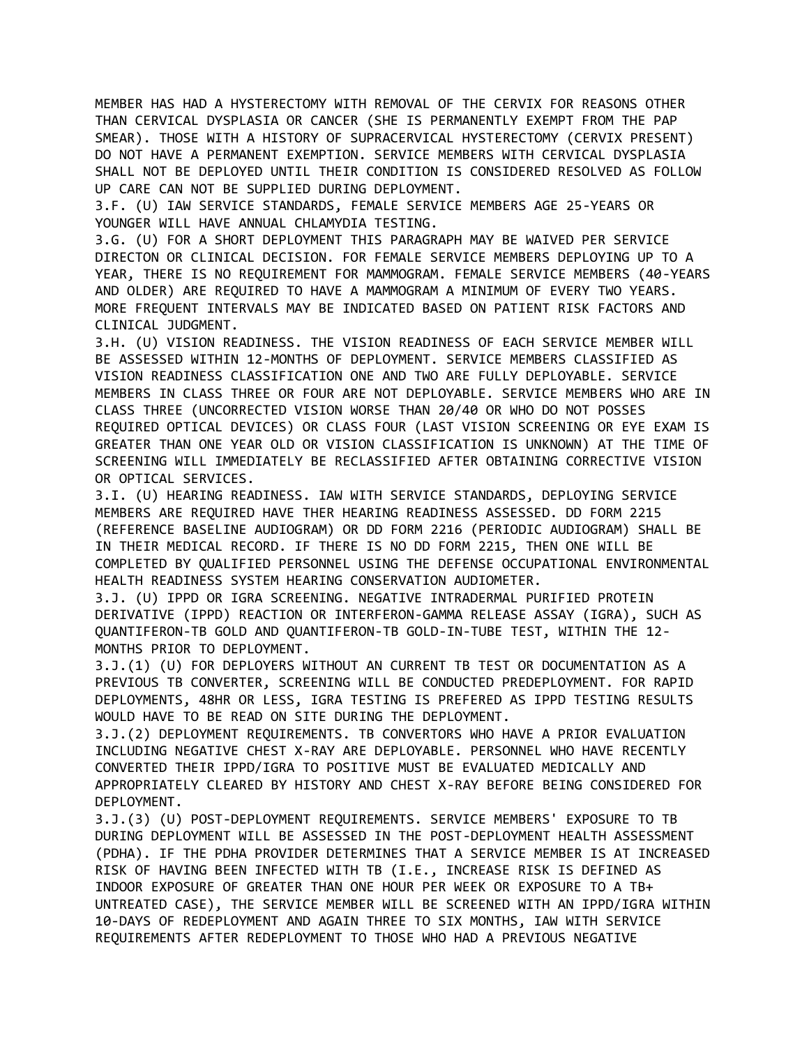MEMBER HAS HAD A HYSTERECTOMY WITH REMOVAL OF THE CERVIX FOR REASONS OTHER THAN CERVICAL DYSPLASIA OR CANCER (SHE IS PERMANENTLY EXEMPT FROM THE PAP SMEAR). THOSE WITH A HISTORY OF SUPRACERVICAL HYSTERECTOMY (CERVIX PRESENT) DO NOT HAVE A PERMANENT EXEMPTION. SERVICE MEMBERS WITH CERVICAL DYSPLASIA SHALL NOT BE DEPLOYED UNTIL THEIR CONDITION IS CONSIDERED RESOLVED AS FOLLOW UP CARE CAN NOT BE SUPPLIED DURING DEPLOYMENT.

3.F. (U) IAW SERVICE STANDARDS, FEMALE SERVICE MEMBERS AGE 25-YEARS OR YOUNGER WILL HAVE ANNUAL CHLAMYDIA TESTING.

3.G. (U) FOR A SHORT DEPLOYMENT THIS PARAGRAPH MAY BE WAIVED PER SERVICE DIRECTON OR CLINICAL DECISION. FOR FEMALE SERVICE MEMBERS DEPLOYING UP TO A YEAR, THERE IS NO REQUIREMENT FOR MAMMOGRAM. FEMALE SERVICE MEMBERS (40-YEARS AND OLDER) ARE REQUIRED TO HAVE A MAMMOGRAM A MINIMUM OF EVERY TWO YEARS. MORE FREQUENT INTERVALS MAY BE INDICATED BASED ON PATIENT RISK FACTORS AND CLINICAL JUDGMENT.

3.H. (U) VISION READINESS. THE VISION READINESS OF EACH SERVICE MEMBER WILL BE ASSESSED WITHIN 12-MONTHS OF DEPLOYMENT. SERVICE MEMBERS CLASSIFIED AS VISION READINESS CLASSIFICATION ONE AND TWO ARE FULLY DEPLOYABLE. SERVICE MEMBERS IN CLASS THREE OR FOUR ARE NOT DEPLOYABLE. SERVICE MEMBERS WHO ARE IN CLASS THREE (UNCORRECTED VISION WORSE THAN 20/40 OR WHO DO NOT POSSES REQUIRED OPTICAL DEVICES) OR CLASS FOUR (LAST VISION SCREENING OR EYE EXAM IS GREATER THAN ONE YEAR OLD OR VISION CLASSIFICATION IS UNKNOWN) AT THE TIME OF SCREENING WILL IMMEDIATELY BE RECLASSIFIED AFTER OBTAINING CORRECTIVE VISION OR OPTICAL SERVICES.

3.I. (U) HEARING READINESS. IAW WITH SERVICE STANDARDS, DEPLOYING SERVICE MEMBERS ARE REQUIRED HAVE THER HEARING READINESS ASSESSED. DD FORM 2215 (REFERENCE BASELINE AUDIOGRAM) OR DD FORM 2216 (PERIODIC AUDIOGRAM) SHALL BE IN THEIR MEDICAL RECORD. IF THERE IS NO DD FORM 2215, THEN ONE WILL BE COMPLETED BY QUALIFIED PERSONNEL USING THE DEFENSE OCCUPATIONAL ENVIRONMENTAL HEALTH READINESS SYSTEM HEARING CONSERVATION AUDIOMETER.

3.J. (U) IPPD OR IGRA SCREENING. NEGATIVE INTRADERMAL PURIFIED PROTEIN DERIVATIVE (IPPD) REACTION OR INTERFERON-GAMMA RELEASE ASSAY (IGRA), SUCH AS QUANTIFERON-TB GOLD AND QUANTIFERON-TB GOLD-IN-TUBE TEST, WITHIN THE 12-MONTHS PRIOR TO DEPLOYMENT.

3.J.(1) (U) FOR DEPLOYERS WITHOUT AN CURRENT TB TEST OR DOCUMENTATION AS A PREVIOUS TB CONVERTER, SCREENING WILL BE CONDUCTED PREDEPLOYMENT. FOR RAPID DEPLOYMENTS, 48HR OR LESS, IGRA TESTING IS PREFERED AS IPPD TESTING RESULTS WOULD HAVE TO BE READ ON SITE DURING THE DEPLOYMENT.

3.J.(2) DEPLOYMENT REQUIREMENTS. TB CONVERTORS WHO HAVE A PRIOR EVALUATION INCLUDING NEGATIVE CHEST X-RAY ARE DEPLOYABLE. PERSONNEL WHO HAVE RECENTLY CONVERTED THEIR IPPD/IGRA TO POSITIVE MUST BE EVALUATED MEDICALLY AND APPROPRIATELY CLEARED BY HISTORY AND CHEST X-RAY BEFORE BEING CONSIDERED FOR DEPLOYMENT.

3.J.(3) (U) POST-DEPLOYMENT REQUIREMENTS. SERVICE MEMBERS' EXPOSURE TO TB DURING DEPLOYMENT WILL BE ASSESSED IN THE POST-DEPLOYMENT HEALTH ASSESSMENT (PDHA). IF THE PDHA PROVIDER DETERMINES THAT A SERVICE MEMBER IS AT INCREASED RISK OF HAVING BEEN INFECTED WITH TB (I.E., INCREASE RISK IS DEFINED AS INDOOR EXPOSURE OF GREATER THAN ONE HOUR PER WEEK OR EXPOSURE TO A TB+ UNTREATED CASE), THE SERVICE MEMBER WILL BE SCREENED WITH AN IPPD/IGRA WITHIN 10-DAYS OF REDEPLOYMENT AND AGAIN THREE TO SIX MONTHS, IAW WITH SERVICE REQUIREMENTS AFTER REDEPLOYMENT TO THOSE WHO HAD A PREVIOUS NEGATIVE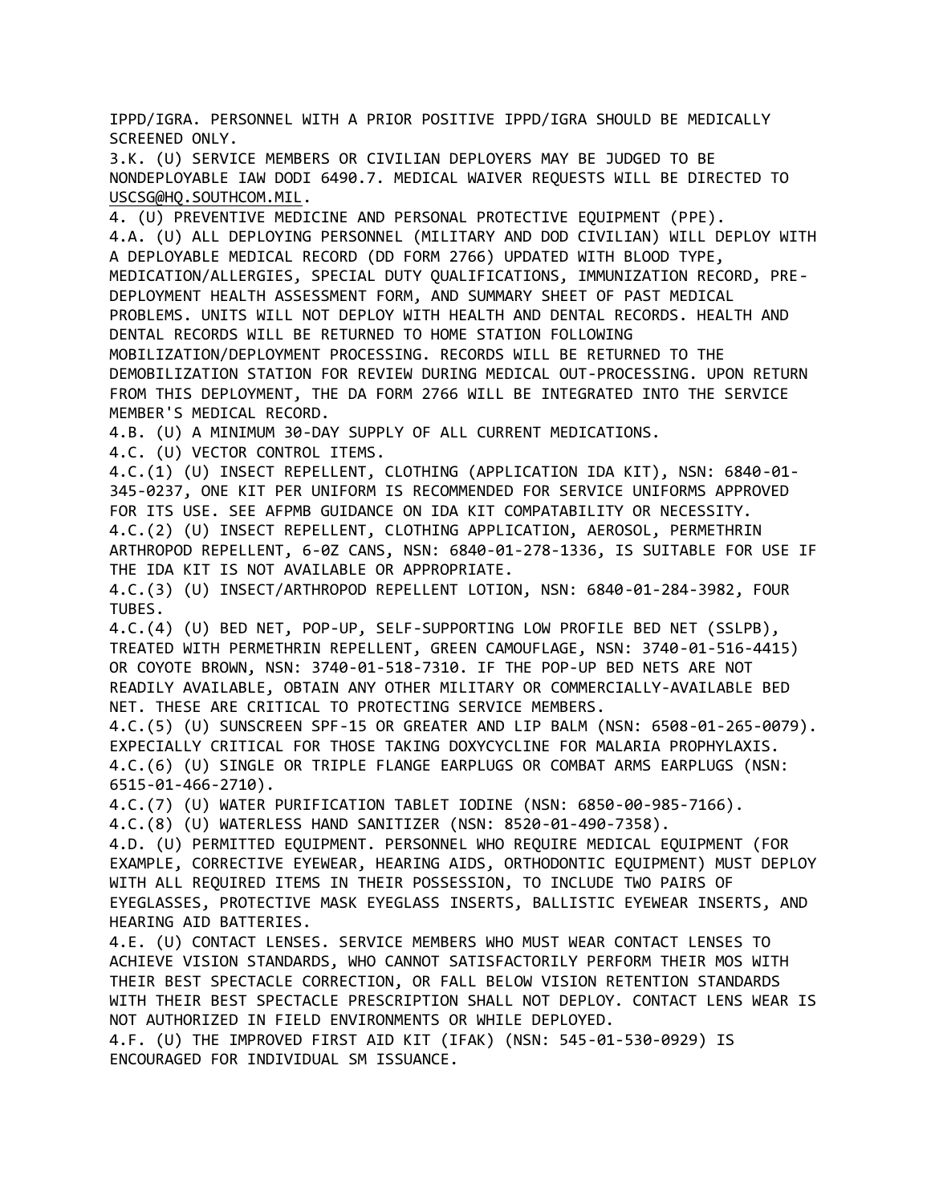IPPD/IGRA. PERSONNEL WITH A PRIOR POSITIVE IPPD/IGRA SHOULD BE MEDICALLY SCREENED ONLY.

3.K. (U) SERVICE MEMBERS OR CIVILIAN DEPLOYERS MAY BE JUDGED TO BE NONDEPLOYABLE IAW DODI 6490.7. MEDICAL WAIVER REQUESTS WILL BE DIRECTED TO USCSG@HQ.SOUTHCOM.MIL.

4. (U) PREVENTIVE MEDICINE AND PERSONAL PROTECTIVE EQUIPMENT (PPE).

4.A. (U) ALL DEPLOYING PERSONNEL (MILITARY AND DOD CIVILIAN) WILL DEPLOY WITH A DEPLOYABLE MEDICAL RECORD (DD FORM 2766) UPDATED WITH BLOOD TYPE, MEDICATION/ALLERGIES, SPECIAL DUTY QUALIFICATIONS, IMMUNIZATION RECORD, PRE-DEPLOYMENT HEALTH ASSESSMENT FORM, AND SUMMARY SHEET OF PAST MEDICAL PROBLEMS. UNITS WILL NOT DEPLOY WITH HEALTH AND DENTAL RECORDS. HEALTH AND DENTAL RECORDS WILL BE RETURNED TO HOME STATION FOLLOWING MOBILIZATION/DEPLOYMENT PROCESSING. RECORDS WILL BE RETURNED TO THE DEMOBILIZATION STATION FOR REVIEW DURING MEDICAL OUT-PROCESSING. UPON RETURN FROM THIS DEPLOYMENT, THE DA FORM 2766 WILL BE INTEGRATED INTO THE SERVICE MEMBER'S MEDICAL RECORD.

4.B. (U) A MINIMUM 30-DAY SUPPLY OF ALL CURRENT MEDICATIONS.

4.C. (U) VECTOR CONTROL ITEMS.

4.C.(1) (U) INSECT REPELLENT, CLOTHING (APPLICATION IDA KIT), NSN: 6840-01-345-0237, ONE KIT PER UNIFORM IS RECOMMENDED FOR SERVICE UNIFORMS APPROVED FOR ITS USE. SEE AFPMB GUIDANCE ON IDA KIT COMPATABILITY OR NECESSITY.

4.C.(2) (U) INSECT REPELLENT, CLOTHING APPLICATION, AEROSOL, PERMETHRIN ARTHROPOD REPELLENT, 6-OZ CANS, NSN: 6840-01-278-1336, IS SUITABLE FOR USE IF THE IDA KIT IS NOT AVAILABLE OR APPROPRIATE.

4.C.(3) (U) INSECT/ARTHROPOD REPELLENT LOTION, NSN: 6840-01-284-3982, FOUR TUBES.

4.C.(4) (U) BED NET, POP-UP, SELF-SUPPORTING LOW PROFILE BED NET (SSLPB), TREATED WITH PERMETHRIN REPELLENT, GREEN CAMOUFLAGE, NSN: 3740-01-516-4415) OR COYOTE BROWN, NSN: 3740-01-518-7310. IF THE POP-UP BED NETS ARE NOT READILY AVAILABLE, OBTAIN ANY OTHER MILITARY OR COMMERCIALLY-AVAILABLE BED NET. THESE ARE CRITICAL TO PROTECTING SERVICE MEMBERS.

4.C.(5) (U) SUNSCREEN SPF-15 OR GREATER AND LIP BALM (NSN: 6508-01-265-0079). EXPECIALLY CRITICAL FOR THOSE TAKING DOXYCYCLINE FOR MALARIA PROPHYLAXIS.

4.C.(6) (U) SINGLE OR TRIPLE FLANGE EARPLUGS OR COMBAT ARMS EARPLUGS (NSN: 6515-01-466-2710).

4.C.(7) (U) WATER PURIFICATION TABLET IODINE (NSN: 6850-00-985-7166).

4.C.(8) (U) WATERLESS HAND SANITIZER (NSN: 8520-01-490-7358).

4.D. (U) PERMITTED EQUIPMENT. PERSONNEL WHO REQUIRE MEDICAL EQUIPMENT (FOR EXAMPLE, CORRECTIVE EYEWEAR, HEARING AIDS, ORTHODONTIC EQUIPMENT) MUST DEPLOY WITH ALL REQUIRED ITEMS IN THEIR POSSESSION, TO INCLUDE TWO PAIRS OF EYEGLASSES, PROTECTIVE MASK EYEGLASS INSERTS, BALLISTIC EYEWEAR INSERTS, AND HEARING AID BATTERIES.

4.E. (U) CONTACT LENSES. SERVICE MEMBERS WHO MUST WEAR CONTACT LENSES TO ACHIEVE VISION STANDARDS, WHO CANNOT SATISFACTORILY PERFORM THEIR MOS WITH THEIR BEST SPECTACLE CORRECTION, OR FALL BELOW VISION RETENTION STANDARDS WITH THEIR BEST SPECTACLE PRESCRIPTION SHALL NOT DEPLOY. CONTACT LENS WEAR IS NOT AUTHORIZED IN FIELD ENVIRONMENTS OR WHILE DEPLOYED.

4.F. (U) THE IMPROVED FIRST AID KIT (IFAK) (NSN: 545-01-530-0929) IS ENCOURAGED FOR INDIVIDUAL SM ISSUANCE.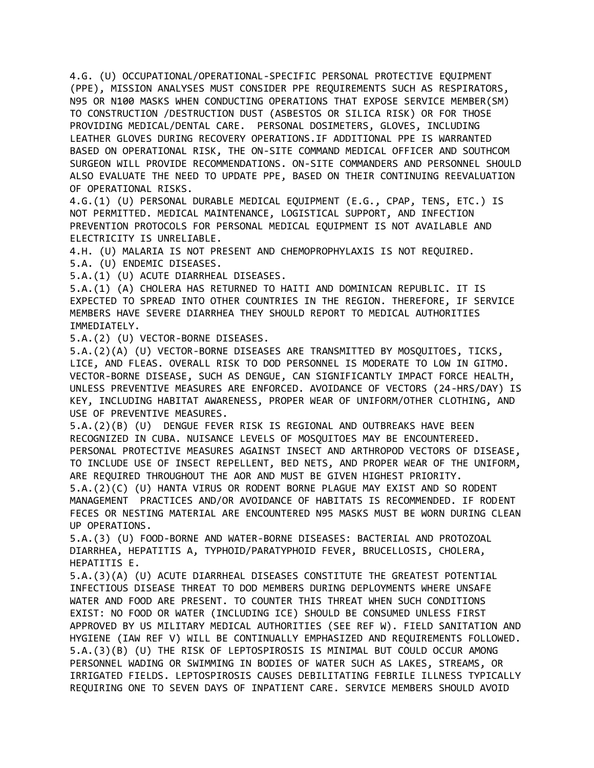4.G. (U) OCCUPATIONAL/OPERATIONAL-SPECIFIC PERSONAL PROTECTIVE EQUIPMENT (PPE), MISSION ANALYSES MUST CONSIDER PPE REQUIREMENTS SUCH AS RESPIRATORS, N95 OR N100 MASKS WHEN CONDUCTING OPERATIONS THAT EXPOSE SERVICE MEMBER(SM) TO CONSTRUCTION /DESTRUCTION DUST (ASBESTOS OR SILICA RISK) OR FOR THOSE PROVIDING MEDICAL/DENTAL CARE. PERSONAL DOSIMETERS, GLOVES, INCLUDING LEATHER GLOVES DURING RECOVERY OPERATIONS.IF ADDITIONAL PPE IS WARRANTED BASED ON OPERATIONAL RISK, THE ON-SITE COMMAND MEDICAL OFFICER AND SOUTHCOM SURGEON WILL PROVIDE RECOMMENDATIONS. ON-SITE COMMANDERS AND PERSONNEL SHOULD ALSO EVALUATE THE NEED TO UPDATE PPE, BASED ON THEIR CONTINUING REEVALUATION OF OPERATIONAL RISKS.

4.G.(1) (U) PERSONAL DURABLE MEDICAL EQUIPMENT (E.G., CPAP, TENS, ETC.) IS NOT PERMITTED. MEDICAL MAINTENANCE, LOGISTICAL SUPPORT, AND INFECTION PREVENTION PROTOCOLS FOR PERSONAL MEDICAL EQUIPMENT IS NOT AVAILABLE AND ELECTRICITY IS UNRELIABLE.

4.H. (U) MALARIA IS NOT PRESENT AND CHEMOPROPHYLAXIS IS NOT REQUIRED.

5.A. (U) ENDEMIC DISEASES.

5.A.(1) (U) ACUTE DIARRHEAL DISEASES.

5.A.(1) (A) CHOLERA HAS RETURNED TO HAITI AND DOMINICAN REPUBLIC. IT IS EXPECTED TO SPREAD INTO OTHER COUNTRIES IN THE REGION. THEREFORE, IF SERVICE MEMBERS HAVE SEVERE DIARRHEA THEY SHOULD REPORT TO MEDICAL AUTHORITIES IMMEDIATELY.

5.A.(2) (U) VECTOR-BORNE DISEASES.

5.A.(2)(A) (U) VECTOR-BORNE DISEASES ARE TRANSMITTED BY MOSQUITOES, TICKS, LICE, AND FLEAS. OVERALL RISK TO DOD PERSONNEL IS MODERATE TO LOW IN GITMO. VECTOR-BORNE DISEASE, SUCH AS DENGUE, CAN SIGNIFICANTLY IMPACT FORCE HEALTH, UNLESS PREVENTIVE MEASURES ARE ENFORCED. AVOIDANCE OF VECTORS (24-HRS/DAY) IS KEY, INCLUDING HABITAT AWARENESS, PROPER WEAR OF UNIFORM/OTHER CLOTHING, AND USE OF PREVENTIVE MEASURES.

5.A.(2)(B) (U) DENGUE FEVER RISK IS REGIONAL AND OUTBREAKS HAVE BEEN RECOGNIZED IN CUBA. NUISANCE LEVELS OF MOSQUITOES MAY BE ENCOUNTEREED. PERSONAL PROTECTIVE MEASURES AGAINST INSECT AND ARTHROPOD VECTORS OF DISEASE, TO INCLUDE USE OF INSECT REPELLENT, BED NETS, AND PROPER WEAR OF THE UNIFORM, ARE REQUIRED THROUGHOUT THE AOR AND MUST BE GIVEN HIGHEST PRIORITY.

5.A.(2)(C) (U) HANTA VIRUS OR RODENT BORNE PLAGUE MAY EXIST AND SO RODENT MANAGEMENT PRACTICES AND/OR AVOIDANCE OF HABITATS IS RECOMMENDED. IF RODENT FECES OR NESTING MATERIAL ARE ENCOUNTERED N95 MASKS MUST BE WORN DURING CLEAN UP OPERATIONS.

5.A.(3) (U) FOOD-BORNE AND WATER-BORNE DISEASES: BACTERIAL AND PROTOZOAL DIARRHEA, HEPATITIS A, TYPHOID/PARATYPHOID FEVER, BRUCELLOSIS, CHOLERA, HEPATITIS E.

5.A.(3)(A) (U) ACUTE DIARRHEAL DISEASES CONSTITUTE THE GREATEST POTENTIAL INFECTIOUS DISEASE THREAT TO DOD MEMBERS DURING DEPLOYMENTS WHERE UNSAFE WATER AND FOOD ARE PRESENT. TO COUNTER THIS THREAT WHEN SUCH CONDITIONS EXIST: NO FOOD OR WATER (INCLUDING ICE) SHOULD BE CONSUMED UNLESS FIRST APPROVED BY US MILITARY MEDICAL AUTHORITIES (SEE REF W). FIELD SANITATION AND HYGIENE (IAW REF V) WILL BE CONTINUALLY EMPHASIZED AND REQUIREMENTS FOLLOWED.

5.A.(3)(B) (U) THE RISK OF LEPTOSPIROSIS IS MINIMAL BUT COULD OCCUR AMONG PERSONNEL WADING OR SWIMMING IN BODIES OF WATER SUCH AS LAKES, STREAMS, OR IRRIGATED FIELDS. LEPTOSPIROSIS CAUSES DEBILITATING FEBRILE ILLNESS TYPICALLY REQUIRING ONE TO SEVEN DAYS OF INPATIENT CARE. SERVICE MEMBERS SHOULD AVOID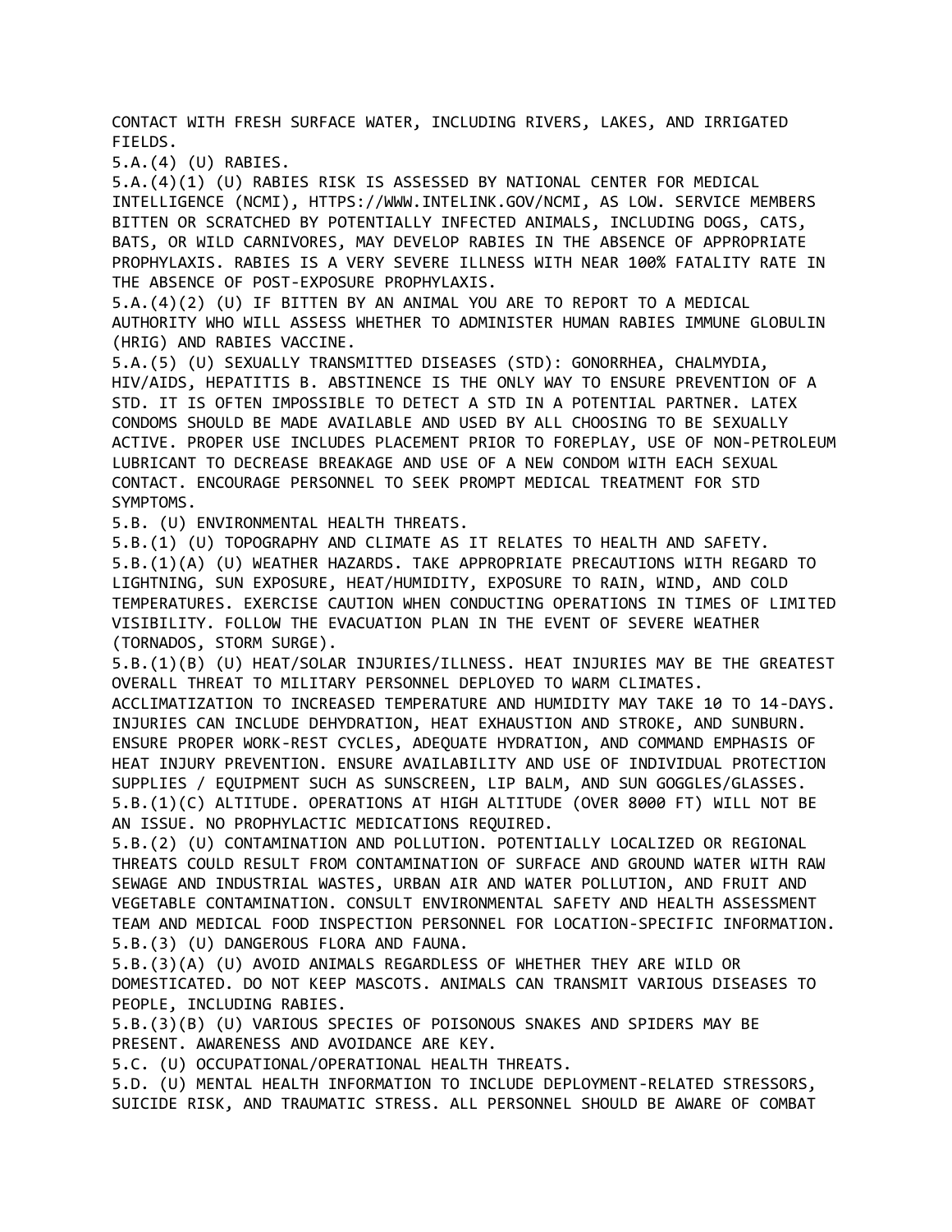CONTACT WITH FRESH SURFACE WATER, INCLUDING RIVERS, LAKES, AND IRRIGATED FIELDS.

5.A.(4) (U) RABIES.

5.A.(4)(1) (U) RABIES RISK IS ASSESSED BY NATIONAL CENTER FOR MEDICAL INTELLIGENCE (NCMI), HTTPS://WWW.INTELINK.GOV/NCMI, AS LOW. SERVICE MEMBERS BITTEN OR SCRATCHED BY POTENTIALLY INFECTED ANIMALS, INCLUDING DOGS, CATS, BATS, OR WILD CARNIVORES, MAY DEVELOP RABIES IN THE ABSENCE OF APPROPRIATE PROPHYLAXIS. RABIES IS A VERY SEVERE ILLNESS WITH NEAR 100% FATALITY RATE IN THE ABSENCE OF POST-EXPOSURE PROPHYLAXIS.

5.A.(4)(2) (U) IF BITTEN BY AN ANIMAL YOU ARE TO REPORT TO A MEDICAL AUTHORITY WHO WILL ASSESS WHETHER TO ADMINISTER HUMAN RABIES IMMUNE GLOBULIN (HRIG) AND RABIES VACCINE.

5.A.(5) (U) SEXUALLY TRANSMITTED DISEASES (STD): GONORRHEA, CHALMYDIA, HIV/AIDS, HEPATITIS B. ABSTINENCE IS THE ONLY WAY TO ENSURE PREVENTION OF A STD. IT IS OFTEN IMPOSSIBLE TO DETECT A STD IN A POTENTIAL PARTNER. LATEX CONDOMS SHOULD BE MADE AVAILABLE AND USED BY ALL CHOOSING TO BE SEXUALLY ACTIVE. PROPER USE INCLUDES PLACEMENT PRIOR TO FOREPLAY, USE OF NON-PETROLEUM LUBRICANT TO DECREASE BREAKAGE AND USE OF A NEW CONDOM WITH EACH SEXUAL CONTACT. ENCOURAGE PERSONNEL TO SEEK PROMPT MEDICAL TREATMENT FOR STD SYMPTOMS.

5.B. (U) ENVIRONMENTAL HEALTH THREATS.

5.B.(1) (U) TOPOGRAPHY AND CLIMATE AS IT RELATES TO HEALTH AND SAFETY.

5.B.(1)(A) (U) WEATHER HAZARDS. TAKE APPROPRIATE PRECAUTIONS WITH REGARD TO LIGHTNING, SUN EXPOSURE, HEAT/HUMIDITY, EXPOSURE TO RAIN, WIND, AND COLD TEMPERATURES. EXERCISE CAUTION WHEN CONDUCTING OPERATIONS IN TIMES OF LIMITED VISIBILITY. FOLLOW THE EVACUATION PLAN IN THE EVENT OF SEVERE WEATHER (TORNADOS, STORM SURGE).

5.B.(1)(B) (U) HEAT/SOLAR INJURIES/ILLNESS. HEAT INJURIES MAY BE THE GREATEST OVERALL THREAT TO MILITARY PERSONNEL DEPLOYED TO WARM CLIMATES. ACCLIMATIZATION TO INCREASED TEMPERATURE AND HUMIDITY MAY TAKE 10 TO 14-DAYS. INJURIES CAN INCLUDE DEHYDRATION, HEAT EXHAUSTION AND STROKE, AND SUNBURN. ENSURE PROPER WORK-REST CYCLES, ADEQUATE HYDRATION, AND COMMAND EMPHASIS OF HEAT INJURY PREVENTION. ENSURE AVAILABILITY AND USE OF INDIVIDUAL PROTECTION SUPPLIES / EQUIPMENT SUCH AS SUNSCREEN, LIP BALM, AND SUN GOGGLES/GLASSES.

5.B.(1)(C) ALTITUDE. OPERATIONS AT HIGH ALTITUDE (OVER 8000 FT) WILL NOT BE AN ISSUE. NO PROPHYLACTIC MEDICATIONS REQUIRED.

5.B.(2) (U) CONTAMINATION AND POLLUTION. POTENTIALLY LOCALIZED OR REGIONAL THREATS COULD RESULT FROM CONTAMINATION OF SURFACE AND GROUND WATER WITH RAW SEWAGE AND INDUSTRIAL WASTES, URBAN AIR AND WATER POLLUTION, AND FRUIT AND VEGETABLE CONTAMINATION. CONSULT ENVIRONMENTAL SAFETY AND HEALTH ASSESSMENT TEAM AND MEDICAL FOOD INSPECTION PERSONNEL FOR LOCATION-SPECIFIC INFORMATION.

5.B.(3) (U) DANGEROUS FLORA AND FAUNA.

5.B.(3)(A) (U) AVOID ANIMALS REGARDLESS OF WHETHER THEY ARE WILD OR DOMESTICATED. DO NOT KEEP MASCOTS. ANIMALS CAN TRANSMIT VARIOUS DISEASES TO PEOPLE, INCLUDING RABIES.

5.B.(3)(B) (U) VARIOUS SPECIES OF POISONOUS SNAKES AND SPIDERS MAY BE PRESENT. AWARENESS AND AVOIDANCE ARE KEY.

5.C. (U) OCCUPATIONAL/OPERATIONAL HEALTH THREATS.

5.D. (U) MENTAL HEALTH INFORMATION TO INCLUDE DEPLOYMENT-RELATED STRESSORS, SUICIDE RISK, AND TRAUMATIC STRESS. ALL PERSONNEL SHOULD BE AWARE OF COMBAT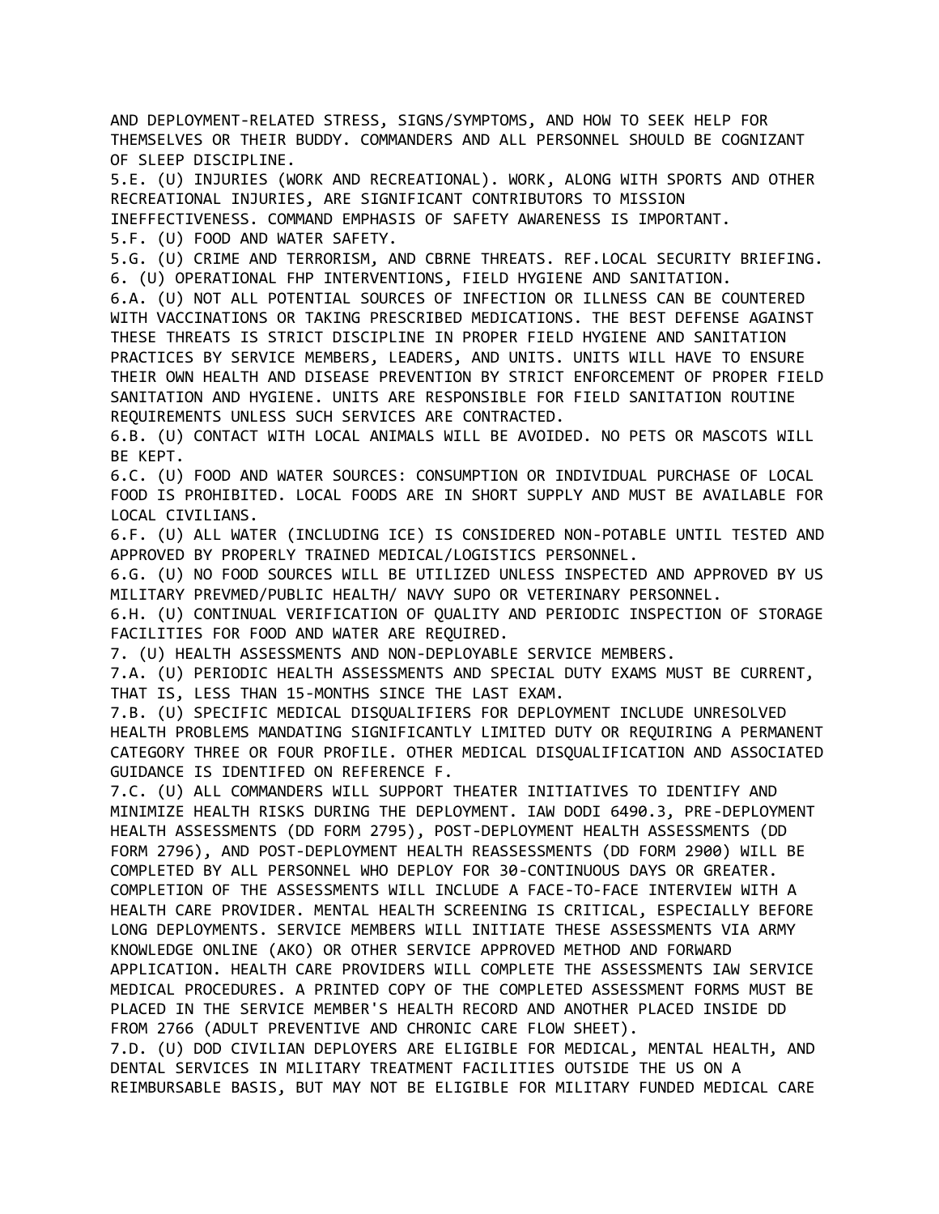AND DEPLOYMENT-RELATED STRESS, SIGNS/SYMPTOMS, AND HOW TO SEEK HELP FOR THEMSELVES OR THEIR BUDDY. COMMANDERS AND ALL PERSONNEL SHOULD BE COGNIZANT OF SLEEP DISCIPLINE.

5.E. (U) INJURIES (WORK AND RECREATIONAL). WORK, ALONG WITH SPORTS AND OTHER RECREATIONAL INJURIES, ARE SIGNIFICANT CONTRIBUTORS TO MISSION INEFFECTIVENESS. COMMAND EMPHASIS OF SAFETY AWARENESS IS IMPORTANT.

5.F. (U) FOOD AND WATER SAFETY.

5.G. (U) CRIME AND TERRORISM, AND CBRNE THREATS. REF.LOCAL SECURITY BRIEFING.

6. (U) OPERATIONAL FHP INTERVENTIONS, FIELD HYGIENE AND SANITATION.

6.A. (U) NOT ALL POTENTIAL SOURCES OF INFECTION OR ILLNESS CAN BE COUNTERED WITH VACCINATIONS OR TAKING PRESCRIBED MEDICATIONS. THE BEST DEFENSE AGAINST THESE THREATS IS STRICT DISCIPLINE IN PROPER FIELD HYGIENE AND SANITATION PRACTICES BY SERVICE MEMBERS, LEADERS, AND UNITS. UNITS WILL HAVE TO ENSURE THEIR OWN HEALTH AND DISEASE PREVENTION BY STRICT ENFORCEMENT OF PROPER FIELD SANITATION AND HYGIENE. UNITS ARE RESPONSIBLE FOR FIELD SANITATION ROUTINE REQUIREMENTS UNLESS SUCH SERVICES ARE CONTRACTED.

6.B. (U) CONTACT WITH LOCAL ANIMALS WILL BE AVOIDED. NO PETS OR MASCOTS WILL BE KEPT.

6.C. (U) FOOD AND WATER SOURCES: CONSUMPTION OR INDIVIDUAL PURCHASE OF LOCAL FOOD IS PROHIBITED. LOCAL FOODS ARE IN SHORT SUPPLY AND MUST BE AVAILABLE FOR LOCAL CIVILIANS.

6.F. (U) ALL WATER (INCLUDING ICE) IS CONSIDERED NON-POTABLE UNTIL TESTED AND APPROVED BY PROPERLY TRAINED MEDICAL/LOGISTICS PERSONNEL.

6.G. (U) NO FOOD SOURCES WILL BE UTILIZED UNLESS INSPECTED AND APPROVED BY US MILITARY PREVMED/PUBLIC HEALTH/ NAVY SUPO OR VETERINARY PERSONNEL.

6.H. (U) CONTINUAL VERIFICATION OF QUALITY AND PERIODIC INSPECTION OF STORAGE FACILITIES FOR FOOD AND WATER ARE REQUIRED.

7. (U) HEALTH ASSESSMENTS AND NON-DEPLOYABLE SERVICE MEMBERS.

7.A. (U) PERIODIC HEALTH ASSESSMENTS AND SPECIAL DUTY EXAMS MUST BE CURRENT, THAT IS, LESS THAN 15-MONTHS SINCE THE LAST EXAM.

7.B. (U) SPECIFIC MEDICAL DISQUALIFIERS FOR DEPLOYMENT INCLUDE UNRESOLVED HEALTH PROBLEMS MANDATING SIGNIFICANTLY LIMITED DUTY OR REQUIRING A PERMANENT CATEGORY THREE OR FOUR PROFILE. OTHER MEDICAL DISQUALIFICATION AND ASSOCIATED GUIDANCE IS IDENTIFED ON REFERENCE F.

7.C. (U) ALL COMMANDERS WILL SUPPORT THEATER INITIATIVES TO IDENTIFY AND MINIMIZE HEALTH RISKS DURING THE DEPLOYMENT. IAW DODI 6490.3, PRE-DEPLOYMENT HEALTH ASSESSMENTS (DD FORM 2795), POST-DEPLOYMENT HEALTH ASSESSMENTS (DD FORM 2796), AND POST-DEPLOYMENT HEALTH REASSESSMENTS (DD FORM 2900) WILL BE COMPLETED BY ALL PERSONNEL WHO DEPLOY FOR 30-CONTINUOUS DAYS OR GREATER. COMPLETION OF THE ASSESSMENTS WILL INCLUDE A FACE-TO-FACE INTERVIEW WITH A HEALTH CARE PROVIDER. MENTAL HEALTH SCREENING IS CRITICAL, ESPECIALLY BEFORE LONG DEPLOYMENTS. SERVICE MEMBERS WILL INITIATE THESE ASSESSMENTS VIA ARMY KNOWLEDGE ONLINE (AKO) OR OTHER SERVICE APPROVED METHOD AND FORWARD APPLICATION. HEALTH CARE PROVIDERS WILL COMPLETE THE ASSESSMENTS IAW SERVICE MEDICAL PROCEDURES. A PRINTED COPY OF THE COMPLETED ASSESSMENT FORMS MUST BE PLACED IN THE SERVICE MEMBER'S HEALTH RECORD AND ANOTHER PLACED INSIDE DD FROM 2766 (ADULT PREVENTIVE AND CHRONIC CARE FLOW SHEET).

7.D. (U) DOD CIVILIAN DEPLOYERS ARE ELIGIBLE FOR MEDICAL, MENTAL HEALTH, AND DENTAL SERVICES IN MILITARY TREATMENT FACILITIES OUTSIDE THE US ON A REIMBURSABLE BASIS, BUT MAY NOT BE ELIGIBLE FOR MILITARY FUNDED MEDICAL CARE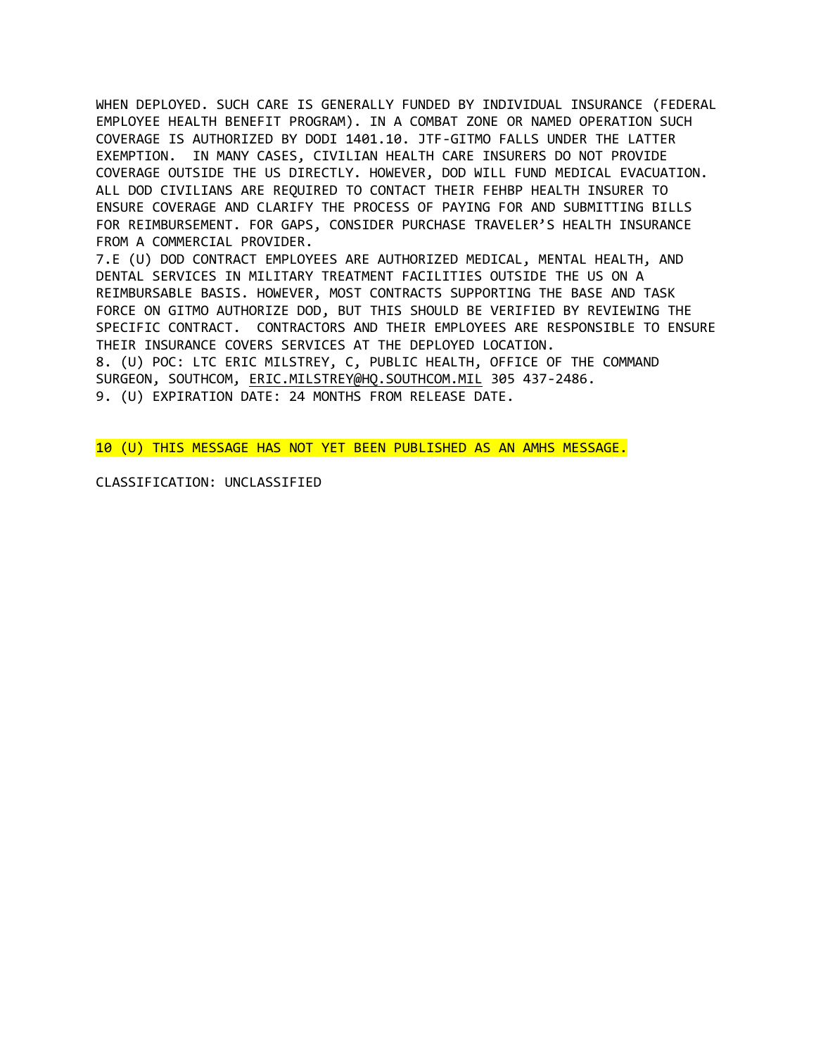WHEN DEPLOYED. SUCH CARE IS GENERALLY FUNDED BY INDIVIDUAL INSURANCE (FEDERAL EMPLOYEE HEALTH BENEFIT PROGRAM). IN A COMBAT ZONE OR NAMED OPERATION SUCH COVERAGE IS AUTHORIZED BY DODI 1401.10. JTF-GITMO FALLS UNDER THE LATTER EXEMPTION.  IN MANY CASES, CIVILIAN HEALTH CARE INSURERS DO NOT PROVIDE COVERAGE OUTSIDE THE US DIRECTLY. HOWEVER, DOD WILL FUND MEDICAL EVACUATION. ALL DOD CIVILIANS ARE REQUIRED TO CONTACT THEIR FEHBP HEALTH INSURER TO ENSURE COVERAGE AND CLARIFY THE PROCESS OF PAYING FOR AND SUBMITTING BILLS FOR REIMBURSEMENT. FOR GAPS, CONSIDER PURCHASE TRAVELER'S HEALTH INSURANCE FROM A COMMERCIAL PROVIDER.

7.E (U) DOD CONTRACT EMPLOYEES ARE AUTHORIZED MEDICAL, MENTAL HEALTH, AND DENTAL SERVICES IN MILITARY TREATMENT FACILITIES OUTSIDE THE US ON A REIMBURSABLE BASIS. HOWEVER, MOST CONTRACTS SUPPORTING THE BASE AND TASK FORCE ON GITMO AUTHORIZE DOD, BUT THIS SHOULD BE VERIFIED BY REVIEWING THE SPECIFIC CONTRACT.  CONTRACTORS AND THEIR EMPLOYEES ARE RESPONSIBLE TO ENSURE THEIR INSURANCE COVERS SERVICES AT THE DEPLOYED LOCATION.

8. (U) POC: LTC ERIC MILSTREY, C, PUBLIC HEALTH, OFFICE OF THE COMMAND SURGEON, SOUTHCOM, ERIC.MILSTREY@HQ.SOUTHCOM.MIL 305 437-2486.

9. (U) EXPIRATION DATE: 24 MONTHS FROM RELEASE DATE.

10 (U) THIS MESSAGE HAS NOT YET BEEN PUBLISHED AS AN AMHS MESSAGE.

CLASSIFICATION: UNCLASSIFIED